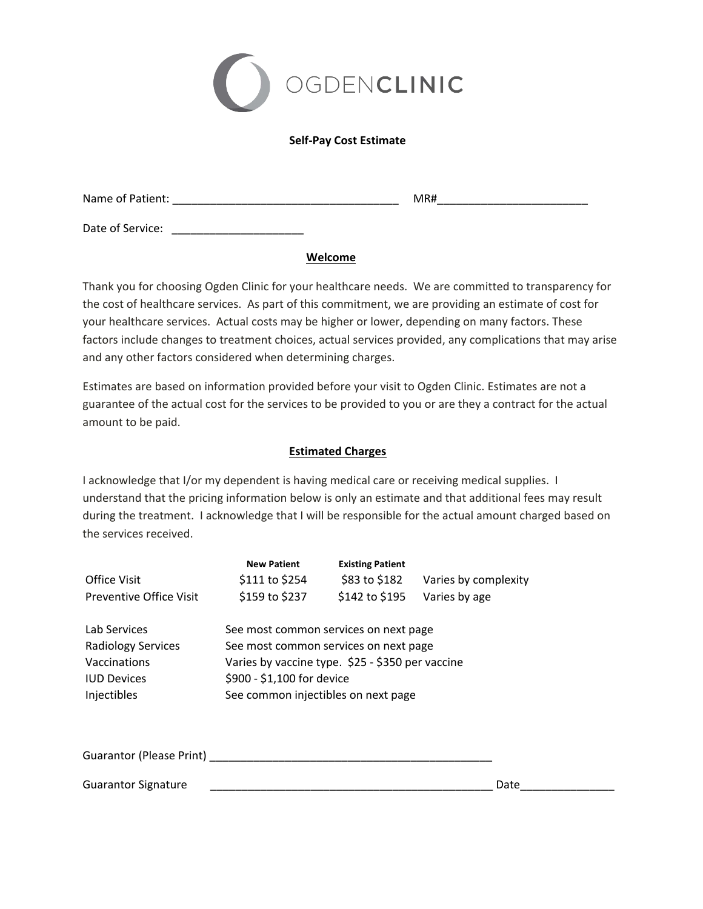# OGDENCLINIC

## Self-Pay Cost Estimate

Name of Patient: ____________________________________ MR#________________________

Date of Service: _____________________

### Welcome

Thank you for choosing Ogden Clinic for your healthcare needs. We are committed to transparency for the cost of healthcare services. As part of this commitment, we are providing an estimate of cost for your healthcare services. Actual costs may be higher or lower, depending on many factors. These factors include changes to treatment choices, actual services provided, any complications that may arise and any other factors considered when determining charges.

Estimates are based on information provided before your visit to Ogden Clinic. Estimates are not a guarantee of the actual cost for the services to be provided to you or are they a contract for the actual amount to be paid.

### Estimated Charges

I acknowledge that I/or my dependent is having medical care or receiving medical supplies. I understand that the pricing information below is only an estimate and that additional fees may result during the treatment. I acknowledge that I will be responsible for the actual amount charged based on the services received.

| | New Patient | Existing Patient | |
|---|---|---|---|
| Office Visit | $111 to $254 | $83 to $182 | Varies by complexity |
| Preventive Office Visit | $159 to $237 | $142 to $195 | Varies by age |

| | |
|---|---|
| Lab Services | See most common services on next page |
| Radiology Services | See most common services on next page |
| Vaccinations | Varies by vaccine type. $25 - $350 per vaccine |
| IUD Devices | $900 - $1,100 for device |
| Injectibles | See common injectibles on next page |

Guarantor (Please Print) _______________________________________________

Guarantor Signature _______________________________________________ Date_______________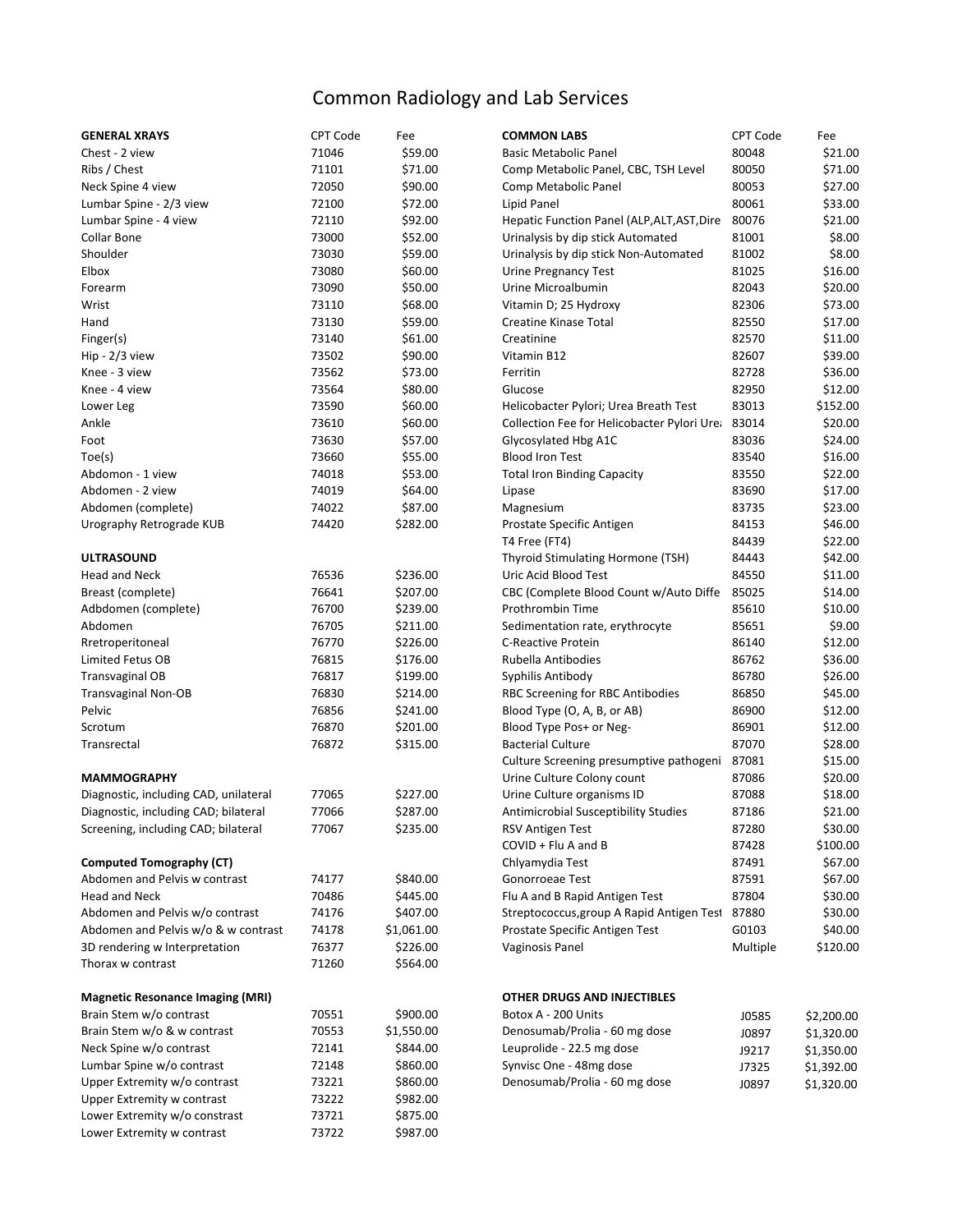# Common Radiology and Lab Services

| GENERAL XRAYS | CPT Code | Fee |
|---|---|---|
| Chest - 2 view | 71046 | $59.00 |
| Ribs / Chest | 71101 | $71.00 |
| Neck Spine 4 view | 72050 | $90.00 |
| Lumbar Spine - 2/3 view | 72100 | $72.00 |
| Lumbar Spine - 4 view | 72110 | $92.00 |
| Collar Bone | 73000 | $52.00 |
| Shoulder | 73030 | $59.00 |
| Elbox | 73080 | $60.00 |
| Forearm | 73090 | $50.00 |
| Wrist | 73110 | $68.00 |
| Hand | 73130 | $59.00 |
| Finger(s) | 73140 | $61.00 |
| Hip - 2/3 view | 73502 | $90.00 |
| Knee - 3 view | 73562 | $73.00 |
| Knee - 4 view | 73564 | $80.00 |
| Lower Leg | 73590 | $60.00 |
| Ankle | 73610 | $60.00 |
| Foot | 73630 | $57.00 |
| Toe(s) | 73660 | $55.00 |
| Abdomon - 1 view | 74018 | $53.00 |
| Abdomen - 2 view | 74019 | $64.00 |
| Abdomen (complete) | 74022 | $87.00 |
| Urography Retrograde KUB | 74420 | $282.00 |

| ULTRASOUND | | |
|---|---|---|
| Head and Neck | 76536 | $236.00 |
| Breast (complete) | 76641 | $207.00 |
| Adbdomen (complete) | 76700 | $239.00 |
| Abdomen | 76705 | $211.00 |
| Rretroperitoneal | 76770 | $226.00 |
| Limited Fetus OB | 76815 | $176.00 |
| Transvaginal OB | 76817 | $199.00 |
| Transvaginal Non-OB | 76830 | $214.00 |
| Pelvic | 76856 | $241.00 |
| Scrotum | 76870 | $201.00 |
| Transrectal | 76872 | $315.00 |

| MAMMOGRAPHY | | |
|---|---|---|
| Diagnostic, including CAD, unilateral | 77065 | $227.00 |
| Diagnostic, including CAD; bilateral | 77066 | $287.00 |
| Screening, including CAD; bilateral | 77067 | $235.00 |

| Computed Tomography (CT) | | |
|---|---|---|
| Abdomen and Pelvis w contrast | 74177 | $840.00 |
| Head and Neck | 70486 | $445.00 |
| Abdomen and Pelvis w/o contrast | 74176 | $407.00 |
| Abdomen and Pelvis w/o & w contrast | 74178 | $1,061.00 |
| 3D rendering w Interpretation | 76377 | $226.00 |
| Thorax w contrast | 71260 | $564.00 |

| Magnetic Resonance Imaging (MRI) | | |
|---|---|---|
| Brain Stem w/o contrast | 70551 | $900.00 |
| Brain Stem w/o & w contrast | 70553 | $1,550.00 |
| Neck Spine w/o contrast | 72141 | $844.00 |
| Lumbar Spine w/o contrast | 72148 | $860.00 |
| Upper Extremity w/o contrast | 73221 | $860.00 |
| Upper Extremity w contrast | 73222 | $982.00 |
| Lower Extremity w/o constrast | 73721 | $875.00 |
| Lower Extremity w contrast | 73722 | $987.00 |

| COMMON LABS | CPT Code | Fee |
|---|---|---|
| Basic Metabolic Panel | 80048 | $21.00 |
| Comp Metabolic Panel, CBC, TSH Level | 80050 | $71.00 |
| Comp Metabolic Panel | 80053 | $27.00 |
| Lipid Panel | 80061 | $33.00 |
| Hepatic Function Panel (ALP,ALT,AST,Dire | 80076 | $21.00 |
| Urinalysis by dip stick Automated | 81001 | $8.00 |
| Urinalysis by dip stick Non-Automated | 81002 | $8.00 |
| Urine Pregnancy Test | 81025 | $16.00 |
| Urine Microalbumin | 82043 | $20.00 |
| Vitamin D; 25 Hydroxy | 82306 | $73.00 |
| Creatine Kinase Total | 82550 | $17.00 |
| Creatinine | 82570 | $11.00 |
| Vitamin B12 | 82607 | $39.00 |
| Ferritin | 82728 | $36.00 |
| Glucose | 82950 | $12.00 |
| Helicobacter Pylori; Urea Breath Test | 83013 | $152.00 |
| Collection Fee for Helicobacter Pylori Urea | 83014 | $20.00 |
| Glycosylated Hbg A1C | 83036 | $24.00 |
| Blood Iron Test | 83540 | $16.00 |
| Total Iron Binding Capacity | 83550 | $22.00 |
| Lipase | 83690 | $17.00 |
| Magnesium | 83735 | $23.00 |
| Prostate Specific Antigen | 84153 | $46.00 |
| T4 Free (FT4) | 84439 | $22.00 |
| Thyroid Stimulating Hormone (TSH) | 84443 | $42.00 |
| Uric Acid Blood Test | 84550 | $11.00 |
| CBC (Complete Blood Count w/Auto Diffe | 85025 | $14.00 |
| Prothrombin Time | 85610 | $10.00 |
| Sedimentation rate, erythrocyte | 85651 | $9.00 |
| C-Reactive Protein | 86140 | $12.00 |
| Rubella Antibodies | 86762 | $36.00 |
| Syphilis Antibody | 86780 | $26.00 |
| RBC Screening for RBC Antibodies | 86850 | $45.00 |
| Blood Type (O, A, B, or AB) | 86900 | $12.00 |
| Blood Type Pos+ or Neg- | 86901 | $12.00 |
| Bacterial Culture | 87070 | $28.00 |
| Culture Screening presumptive pathogeni | 87081 | $15.00 |
| Urine Culture Colony count | 87086 | $20.00 |
| Urine Culture organisms ID | 87088 | $18.00 |
| Antimicrobial Susceptibility Studies | 87186 | $21.00 |
| RSV Antigen Test | 87280 | $30.00 |
| COVID + Flu A and B | 87428 | $100.00 |
| Chlyamydia Test | 87491 | $67.00 |
| Gonorroeae Test | 87591 | $67.00 |
| Flu A and B Rapid Antigen Test | 87804 | $30.00 |
| Streptococcus,group A Rapid Antigen Test | 87880 | $30.00 |
| Prostate Specific Antigen Test | G0103 | $40.00 |
| Vaginosis Panel | Multiple | $120.00 |

| OTHER DRUGS AND INJECTIBLES | | |
|---|---|---|
| Botox A - 200 Units | J0585 | $2,200.00 |
| Denosumab/Prolia - 60 mg dose | J0897 | $1,320.00 |
| Leuprolide - 22.5 mg dose | J9217 | $1,350.00 |
| Synvisc One - 48mg dose | J7325 | $1,392.00 |
| Denosumab/Prolia - 60 mg dose | J0897 | $1,320.00 |